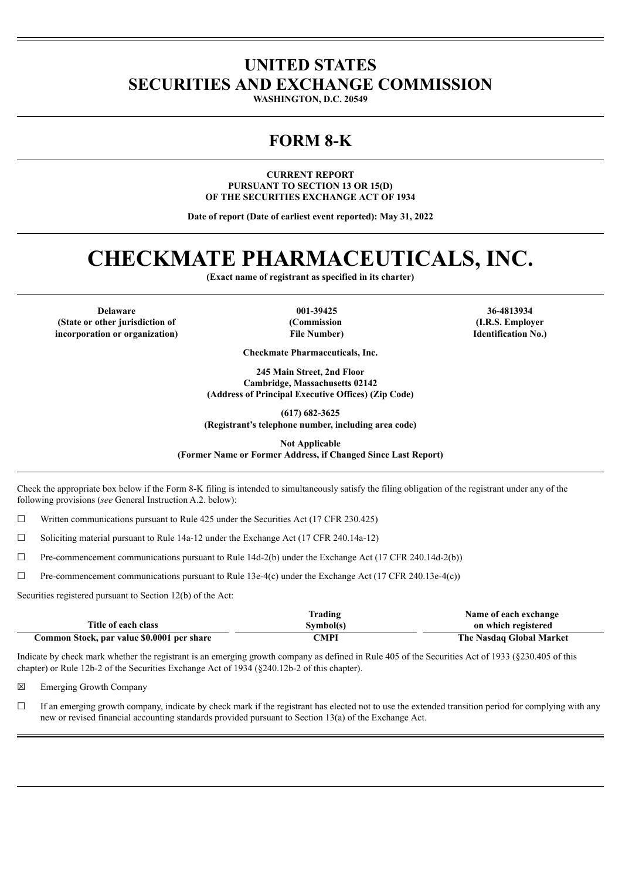# UNITED STATES
# SECURITIES AND EXCHANGE COMMISSION

**WASHINGTON, D.C. 20549**

## FORM 8-K

**CURRENT REPORT**
**PURSUANT TO SECTION 13 OR 15(D)**
**OF THE SECURITIES EXCHANGE ACT OF 1934**

**Date of report (Date of earliest event reported): May 31, 2022**

# CHECKMATE PHARMACEUTICALS, INC.

**(Exact name of registrant as specified in its charter)**

| Delaware | 001-39425 | 36-4813934 |
|---|---|---|
| (State or other jurisdiction of incorporation or organization) | (Commission File Number) | (I.R.S. Employer Identification No.) |

**Checkmate Pharmaceuticals, Inc.**

**245 Main Street, 2nd Floor**
**Cambridge, Massachusetts 02142**
**(Address of Principal Executive Offices) (Zip Code)**

**(617) 682-3625**
**(Registrant's telephone number, including area code)**

**Not Applicable**
**(Former Name or Former Address, if Changed Since Last Report)**

Check the appropriate box below if the Form 8-K filing is intended to simultaneously satisfy the filing obligation of the registrant under any of the following provisions (*see* General Instruction A.2. below):

☐ Written communications pursuant to Rule 425 under the Securities Act (17 CFR 230.425)

☐ Soliciting material pursuant to Rule 14a-12 under the Exchange Act (17 CFR 240.14a-12)

☐ Pre-commencement communications pursuant to Rule 14d-2(b) under the Exchange Act (17 CFR 240.14d-2(b))

☐ Pre-commencement communications pursuant to Rule 13e-4(c) under the Exchange Act (17 CFR 240.13e-4(c))

Securities registered pursuant to Section 12(b) of the Act:

| Title of each class | Trading Symbol(s) | Name of each exchange on which registered |
|---|---|---|
| Common Stock, par value $0.0001 per share | CMPI | The Nasdaq Global Market |

Indicate by check mark whether the registrant is an emerging growth company as defined in Rule 405 of the Securities Act of 1933 (§230.405 of this chapter) or Rule 12b-2 of the Securities Exchange Act of 1934 (§240.12b-2 of this chapter).

☒ Emerging Growth Company

☐ If an emerging growth company, indicate by check mark if the registrant has elected not to use the extended transition period for complying with any new or revised financial accounting standards provided pursuant to Section 13(a) of the Exchange Act.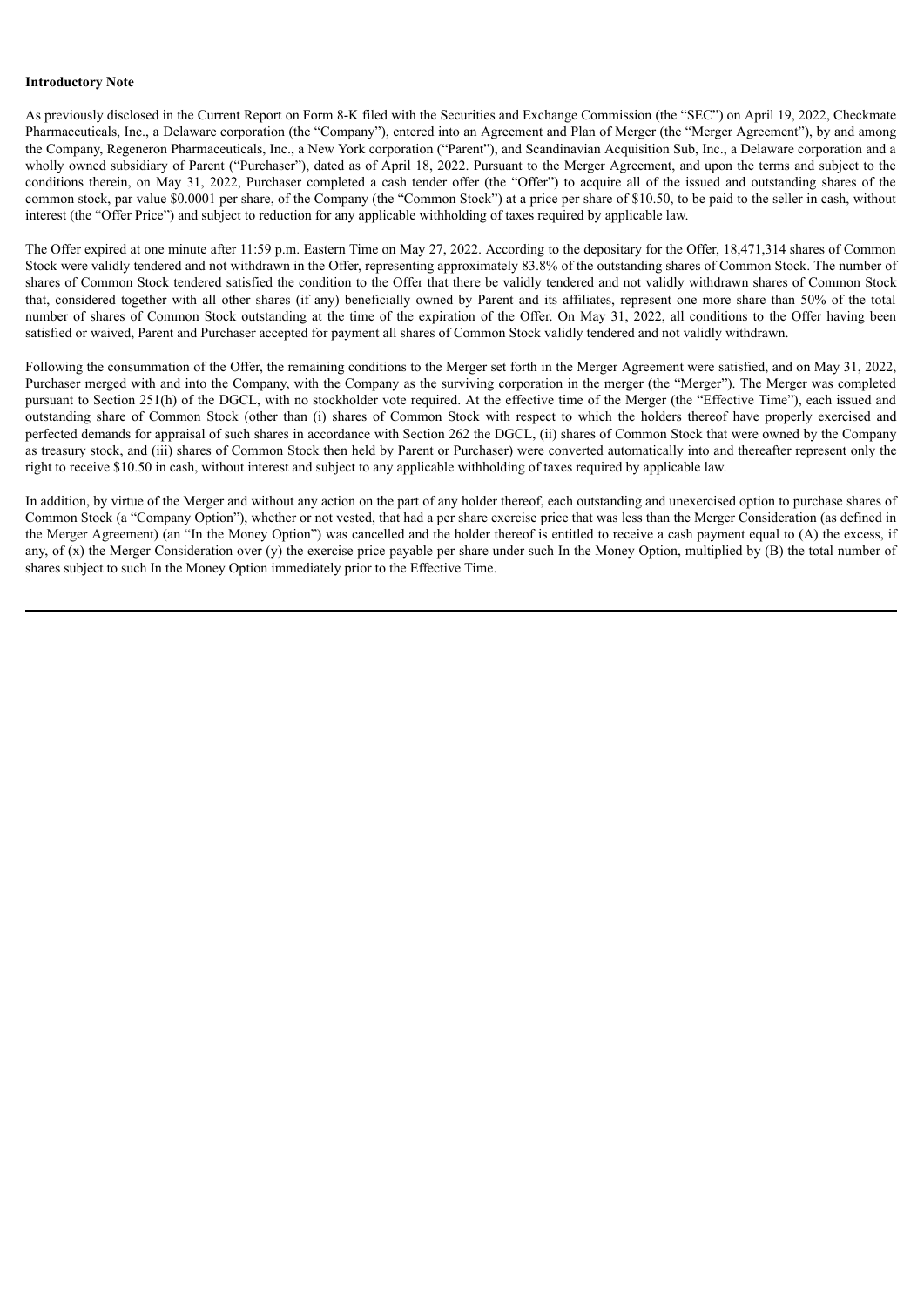**Introductory Note**

As previously disclosed in the Current Report on Form 8-K filed with the Securities and Exchange Commission (the "SEC") on April 19, 2022, Checkmate Pharmaceuticals, Inc., a Delaware corporation (the "Company"), entered into an Agreement and Plan of Merger (the "Merger Agreement"), by and among the Company, Regeneron Pharmaceuticals, Inc., a New York corporation ("Parent"), and Scandinavian Acquisition Sub, Inc., a Delaware corporation and a wholly owned subsidiary of Parent ("Purchaser"), dated as of April 18, 2022. Pursuant to the Merger Agreement, and upon the terms and subject to the conditions therein, on May 31, 2022, Purchaser completed a cash tender offer (the "Offer") to acquire all of the issued and outstanding shares of the common stock, par value $0.0001 per share, of the Company (the "Common Stock") at a price per share of $10.50, to be paid to the seller in cash, without interest (the "Offer Price") and subject to reduction for any applicable withholding of taxes required by applicable law.

The Offer expired at one minute after 11:59 p.m. Eastern Time on May 27, 2022. According to the depositary for the Offer, 18,471,314 shares of Common Stock were validly tendered and not withdrawn in the Offer, representing approximately 83.8% of the outstanding shares of Common Stock. The number of shares of Common Stock tendered satisfied the condition to the Offer that there be validly tendered and not validly withdrawn shares of Common Stock that, considered together with all other shares (if any) beneficially owned by Parent and its affiliates, represent one more share than 50% of the total number of shares of Common Stock outstanding at the time of the expiration of the Offer. On May 31, 2022, all conditions to the Offer having been satisfied or waived, Parent and Purchaser accepted for payment all shares of Common Stock validly tendered and not validly withdrawn.

Following the consummation of the Offer, the remaining conditions to the Merger set forth in the Merger Agreement were satisfied, and on May 31, 2022, Purchaser merged with and into the Company, with the Company as the surviving corporation in the merger (the "Merger"). The Merger was completed pursuant to Section 251(h) of the DGCL, with no stockholder vote required. At the effective time of the Merger (the "Effective Time"), each issued and outstanding share of Common Stock (other than (i) shares of Common Stock with respect to which the holders thereof have properly exercised and perfected demands for appraisal of such shares in accordance with Section 262 the DGCL, (ii) shares of Common Stock that were owned by the Company as treasury stock, and (iii) shares of Common Stock then held by Parent or Purchaser) were converted automatically into and thereafter represent only the right to receive $10.50 in cash, without interest and subject to any applicable withholding of taxes required by applicable law.

In addition, by virtue of the Merger and without any action on the part of any holder thereof, each outstanding and unexercised option to purchase shares of Common Stock (a "Company Option"), whether or not vested, that had a per share exercise price that was less than the Merger Consideration (as defined in the Merger Agreement) (an "In the Money Option") was cancelled and the holder thereof is entitled to receive a cash payment equal to (A) the excess, if any, of (x) the Merger Consideration over (y) the exercise price payable per share under such In the Money Option, multiplied by (B) the total number of shares subject to such In the Money Option immediately prior to the Effective Time.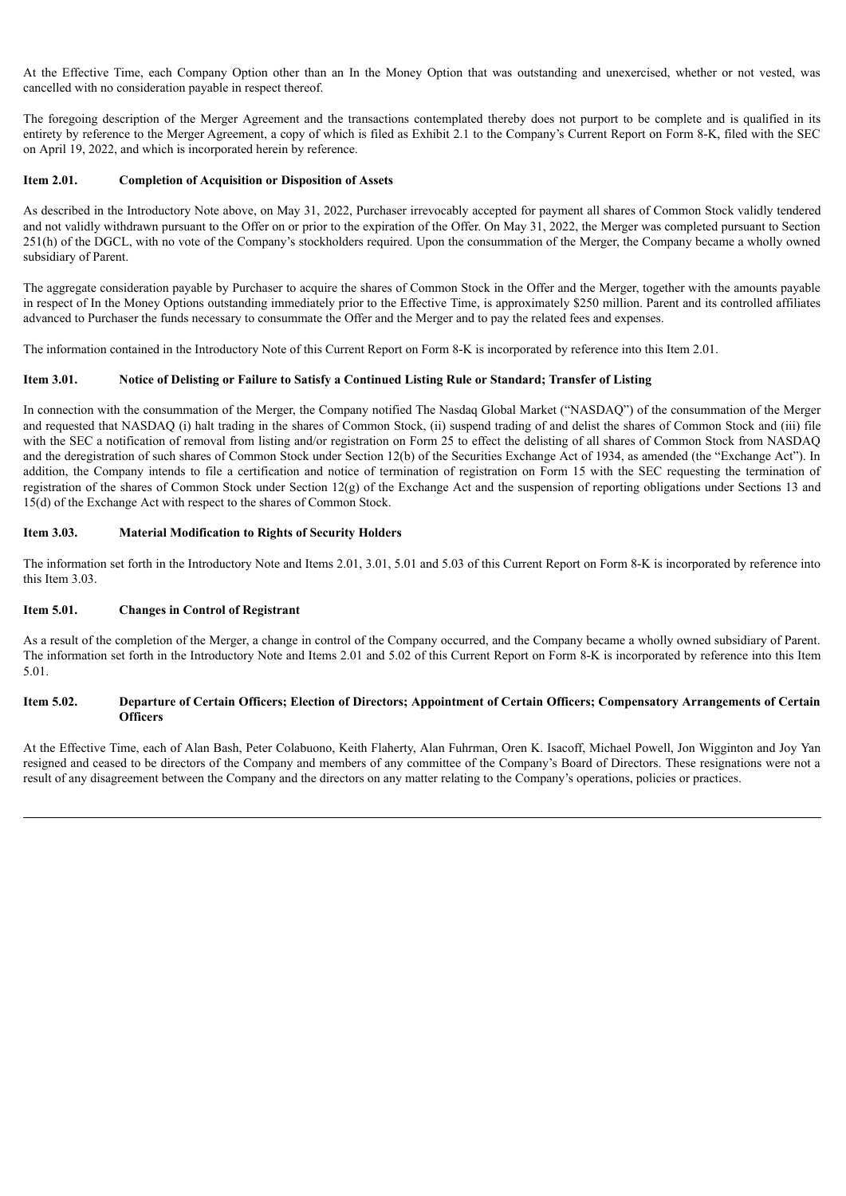At the Effective Time, each Company Option other than an In the Money Option that was outstanding and unexercised, whether or not vested, was cancelled with no consideration payable in respect thereof.

The foregoing description of the Merger Agreement and the transactions contemplated thereby does not purport to be complete and is qualified in its entirety by reference to the Merger Agreement, a copy of which is filed as Exhibit 2.1 to the Company's Current Report on Form 8-K, filed with the SEC on April 19, 2022, and which is incorporated herein by reference.

**Item 2.01. Completion of Acquisition or Disposition of Assets**

As described in the Introductory Note above, on May 31, 2022, Purchaser irrevocably accepted for payment all shares of Common Stock validly tendered and not validly withdrawn pursuant to the Offer on or prior to the expiration of the Offer. On May 31, 2022, the Merger was completed pursuant to Section 251(h) of the DGCL, with no vote of the Company's stockholders required. Upon the consummation of the Merger, the Company became a wholly owned subsidiary of Parent.

The aggregate consideration payable by Purchaser to acquire the shares of Common Stock in the Offer and the Merger, together with the amounts payable in respect of In the Money Options outstanding immediately prior to the Effective Time, is approximately $250 million. Parent and its controlled affiliates advanced to Purchaser the funds necessary to consummate the Offer and the Merger and to pay the related fees and expenses.

The information contained in the Introductory Note of this Current Report on Form 8-K is incorporated by reference into this Item 2.01.

**Item 3.01. Notice of Delisting or Failure to Satisfy a Continued Listing Rule or Standard; Transfer of Listing**

In connection with the consummation of the Merger, the Company notified The Nasdaq Global Market ("NASDAQ") of the consummation of the Merger and requested that NASDAQ (i) halt trading in the shares of Common Stock, (ii) suspend trading of and delist the shares of Common Stock and (iii) file with the SEC a notification of removal from listing and/or registration on Form 25 to effect the delisting of all shares of Common Stock from NASDAQ and the deregistration of such shares of Common Stock under Section 12(b) of the Securities Exchange Act of 1934, as amended (the "Exchange Act"). In addition, the Company intends to file a certification and notice of termination of registration on Form 15 with the SEC requesting the termination of registration of the shares of Common Stock under Section 12(g) of the Exchange Act and the suspension of reporting obligations under Sections 13 and 15(d) of the Exchange Act with respect to the shares of Common Stock.

**Item 3.03. Material Modification to Rights of Security Holders**

The information set forth in the Introductory Note and Items 2.01, 3.01, 5.01 and 5.03 of this Current Report on Form 8-K is incorporated by reference into this Item 3.03.

**Item 5.01. Changes in Control of Registrant**

As a result of the completion of the Merger, a change in control of the Company occurred, and the Company became a wholly owned subsidiary of Parent. The information set forth in the Introductory Note and Items 2.01 and 5.02 of this Current Report on Form 8-K is incorporated by reference into this Item 5.01.

**Item 5.02. Departure of Certain Officers; Election of Directors; Appointment of Certain Officers; Compensatory Arrangements of Certain Officers**

At the Effective Time, each of Alan Bash, Peter Colabuono, Keith Flaherty, Alan Fuhrman, Oren K. Isacoff, Michael Powell, Jon Wigginton and Joy Yan resigned and ceased to be directors of the Company and members of any committee of the Company's Board of Directors. These resignations were not a result of any disagreement between the Company and the directors on any matter relating to the Company's operations, policies or practices.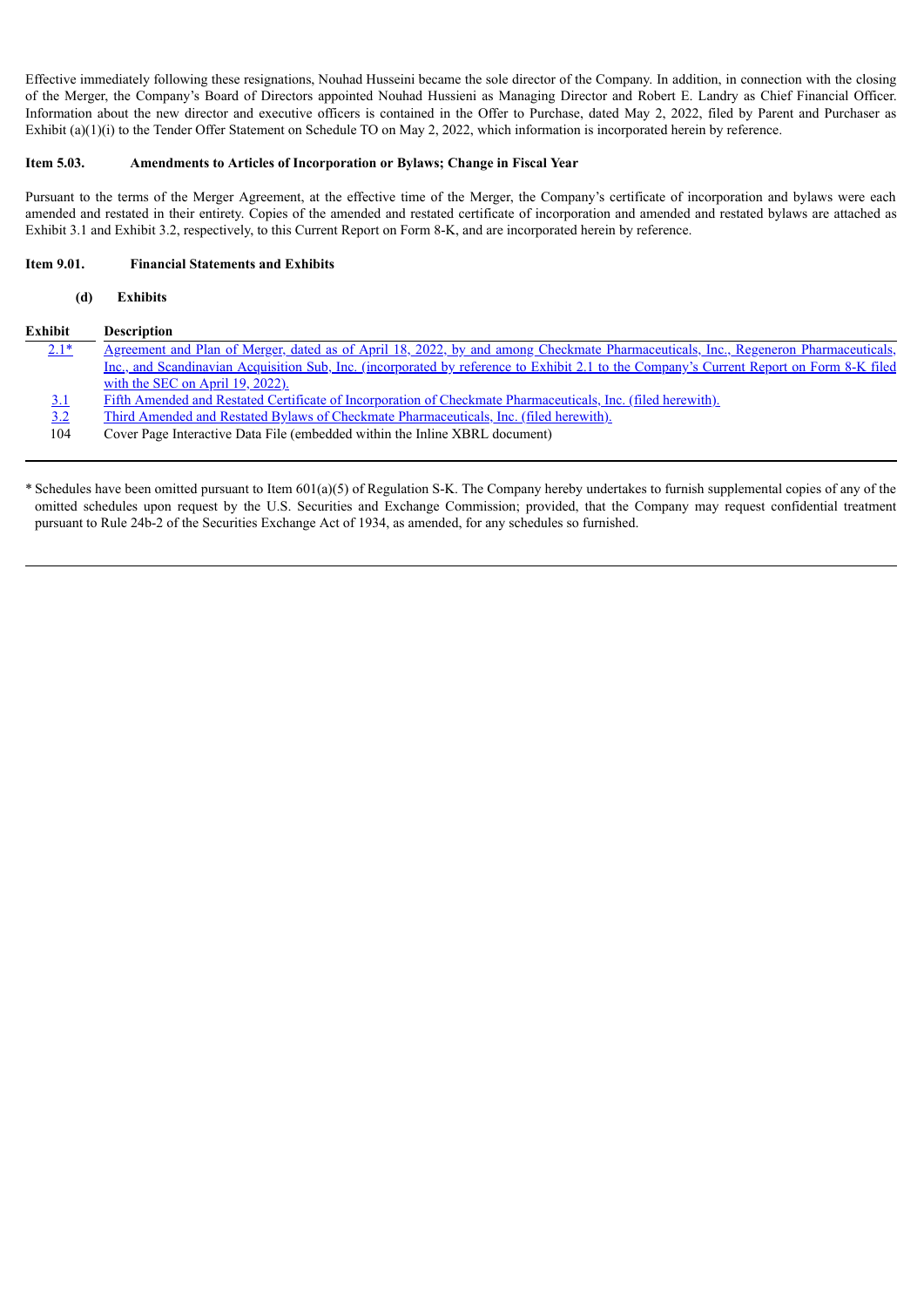Effective immediately following these resignations, Nouhad Husseini became the sole director of the Company. In addition, in connection with the closing of the Merger, the Company's Board of Directors appointed Nouhad Hussieni as Managing Director and Robert E. Landry as Chief Financial Officer. Information about the new director and executive officers is contained in the Offer to Purchase, dated May 2, 2022, filed by Parent and Purchaser as Exhibit (a)(1)(i) to the Tender Offer Statement on Schedule TO on May 2, 2022, which information is incorporated herein by reference.

**Item 5.03. Amendments to Articles of Incorporation or Bylaws; Change in Fiscal Year**

Pursuant to the terms of the Merger Agreement, at the effective time of the Merger, the Company's certificate of incorporation and bylaws were each amended and restated in their entirety. Copies of the amended and restated certificate of incorporation and amended and restated bylaws are attached as Exhibit 3.1 and Exhibit 3.2, respectively, to this Current Report on Form 8-K, and are incorporated herein by reference.

**Item 9.01. Financial Statements and Exhibits**

**(d) Exhibits**

| Exhibit | Description |
|---|---|
| 2.1* | Agreement and Plan of Merger, dated as of April 18, 2022, by and among Checkmate Pharmaceuticals, Inc., Regeneron Pharmaceuticals, Inc., and Scandinavian Acquisition Sub, Inc. (incorporated by reference to Exhibit 2.1 to the Company's Current Report on Form 8-K filed with the SEC on April 19, 2022). |
| 3.1 | Fifth Amended and Restated Certificate of Incorporation of Checkmate Pharmaceuticals, Inc. (filed herewith). |
| 3.2 | Third Amended and Restated Bylaws of Checkmate Pharmaceuticals, Inc. (filed herewith). |
| 104 | Cover Page Interactive Data File (embedded within the Inline XBRL document) |

* Schedules have been omitted pursuant to Item 601(a)(5) of Regulation S-K. The Company hereby undertakes to furnish supplemental copies of any of the omitted schedules upon request by the U.S. Securities and Exchange Commission; provided, that the Company may request confidential treatment pursuant to Rule 24b-2 of the Securities Exchange Act of 1934, as amended, for any schedules so furnished.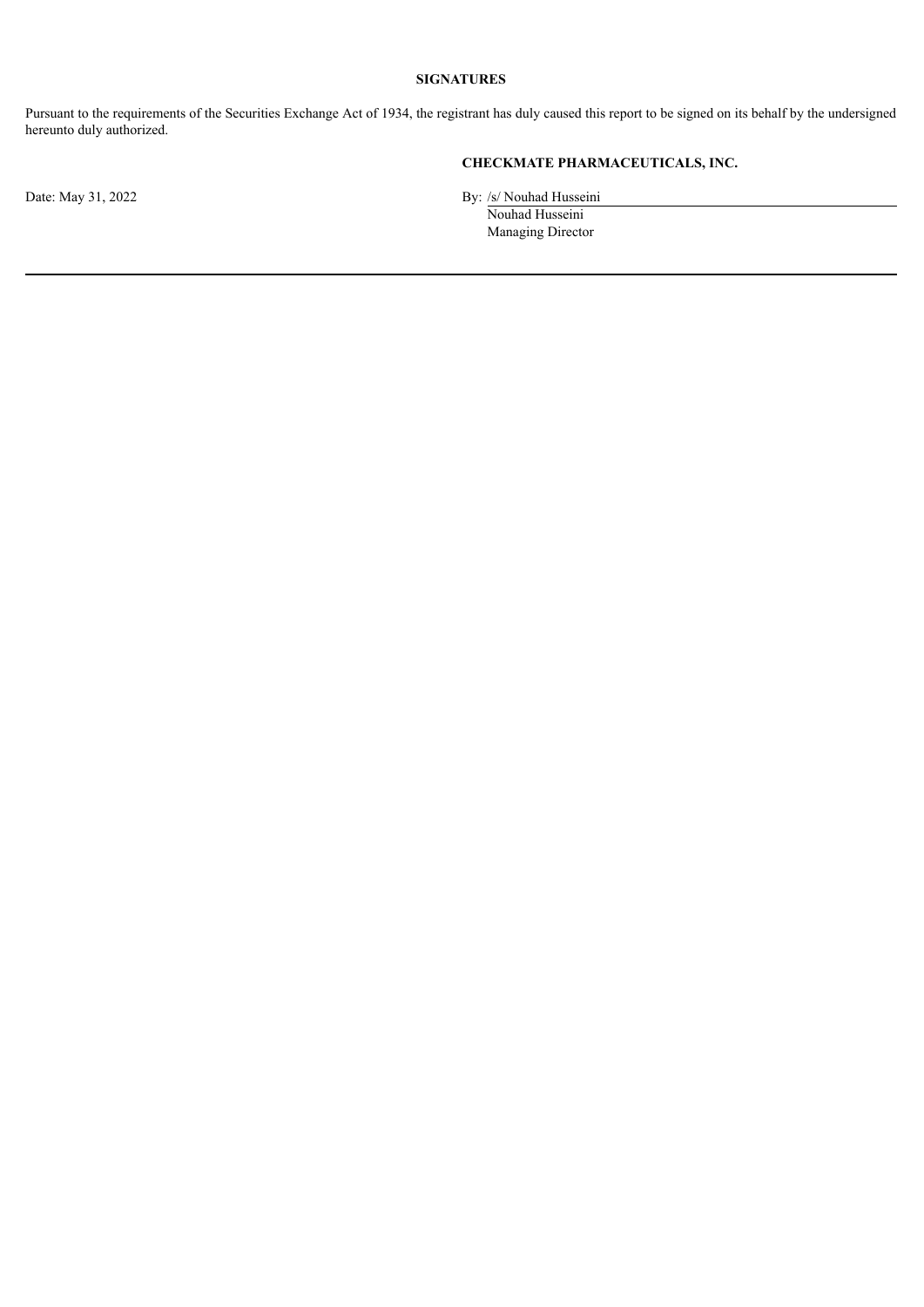**SIGNATURES**

Pursuant to the requirements of the Securities Exchange Act of 1934, the registrant has duly caused this report to be signed on its behalf by the undersigned hereunto duly authorized.

**CHECKMATE PHARMACEUTICALS, INC.**

Date: May 31, 2022

By: /s/ Nouhad Husseini
Nouhad Husseini
Managing Director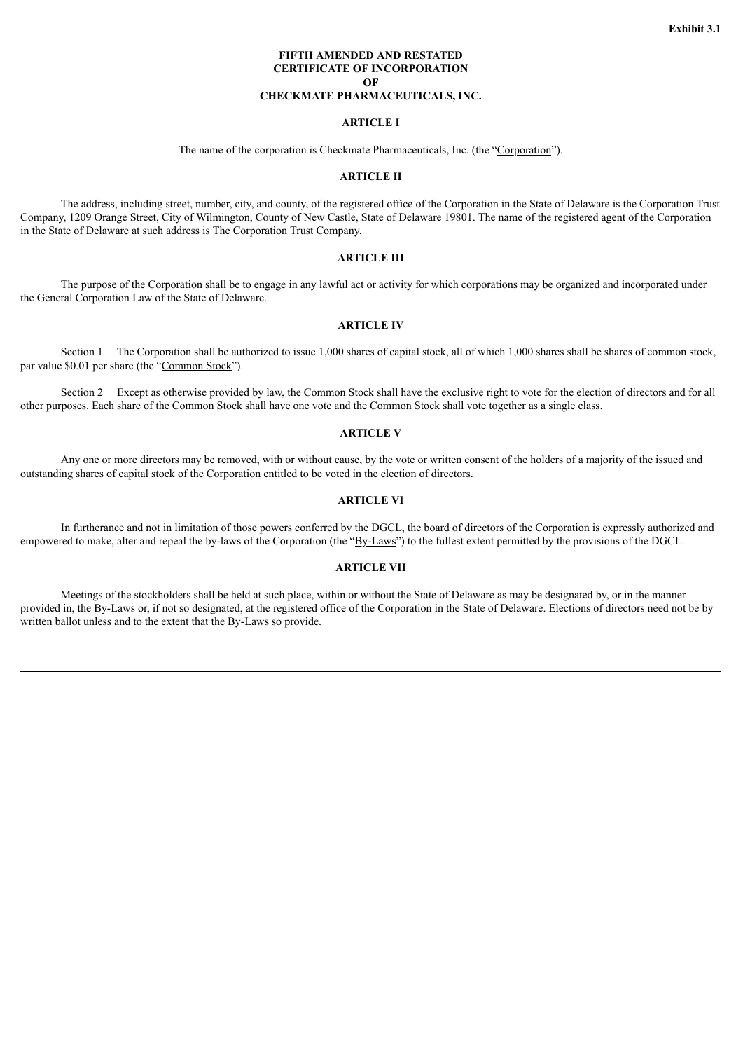**Exhibit 3.1**

# FIFTH AMENDED AND RESTATED CERTIFICATE OF INCORPORATION OF CHECKMATE PHARMACEUTICALS, INC.

## ARTICLE I

The name of the corporation is Checkmate Pharmaceuticals, Inc. (the "Corporation").

## ARTICLE II

The address, including street, number, city, and county, of the registered office of the Corporation in the State of Delaware is the Corporation Trust Company, 1209 Orange Street, City of Wilmington, County of New Castle, State of Delaware 19801. The name of the registered agent of the Corporation in the State of Delaware at such address is The Corporation Trust Company.

## ARTICLE III

The purpose of the Corporation shall be to engage in any lawful act or activity for which corporations may be organized and incorporated under the General Corporation Law of the State of Delaware.

## ARTICLE IV

Section 1 The Corporation shall be authorized to issue 1,000 shares of capital stock, all of which 1,000 shares shall be shares of common stock, par value $0.01 per share (the "Common Stock").

Section 2 Except as otherwise provided by law, the Common Stock shall have the exclusive right to vote for the election of directors and for all other purposes. Each share of the Common Stock shall have one vote and the Common Stock shall vote together as a single class.

## ARTICLE V

Any one or more directors may be removed, with or without cause, by the vote or written consent of the holders of a majority of the issued and outstanding shares of capital stock of the Corporation entitled to be voted in the election of directors.

## ARTICLE VI

In furtherance and not in limitation of those powers conferred by the DGCL, the board of directors of the Corporation is expressly authorized and empowered to make, alter and repeal the by-laws of the Corporation (the "By-Laws") to the fullest extent permitted by the provisions of the DGCL.

## ARTICLE VII

Meetings of the stockholders shall be held at such place, within or without the State of Delaware as may be designated by, or in the manner provided in, the By-Laws or, if not so designated, at the registered office of the Corporation in the State of Delaware. Elections of directors need not be by written ballot unless and to the extent that the By-Laws so provide.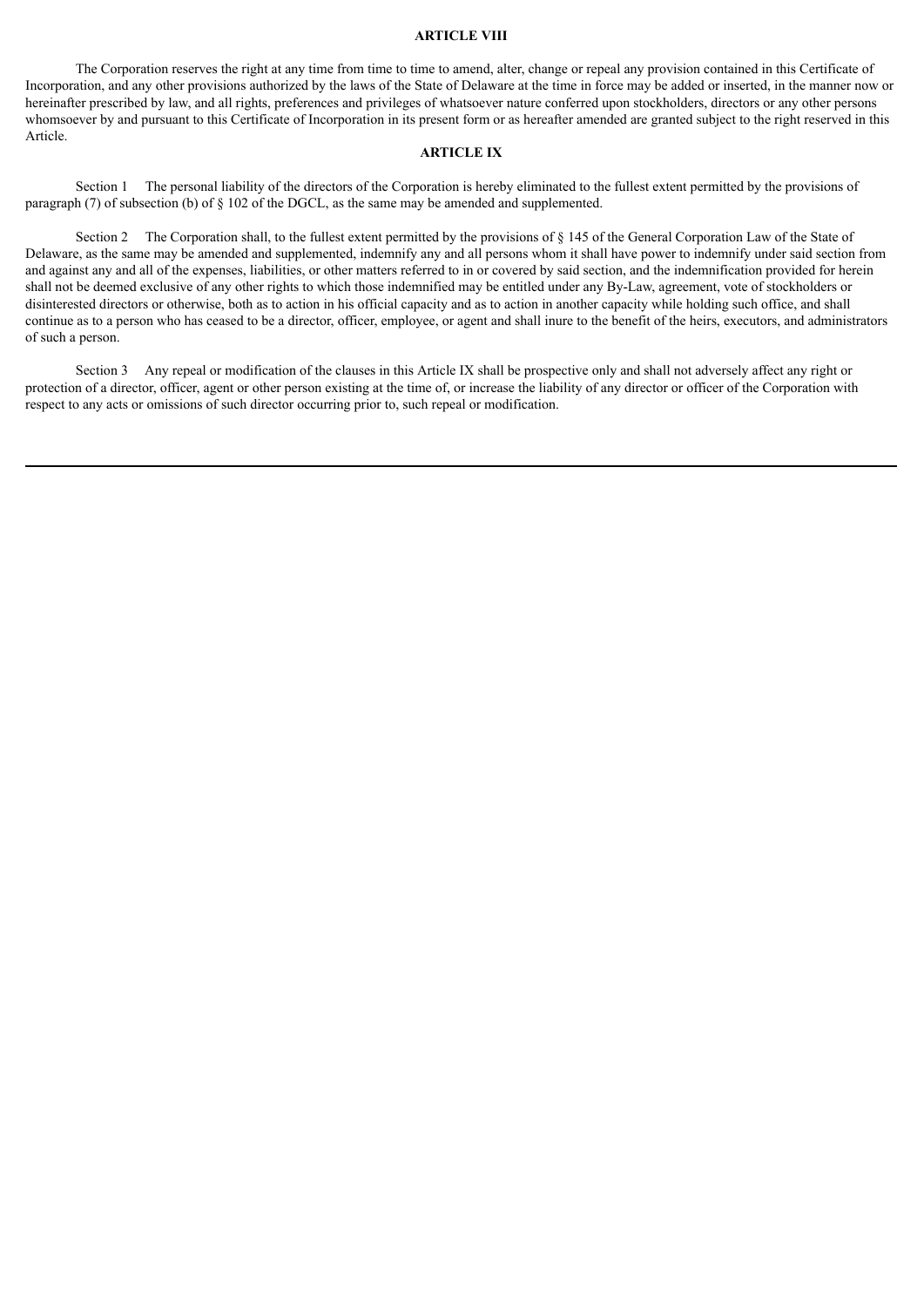**ARTICLE VIII**

The Corporation reserves the right at any time from time to time to amend, alter, change or repeal any provision contained in this Certificate of Incorporation, and any other provisions authorized by the laws of the State of Delaware at the time in force may be added or inserted, in the manner now or hereinafter prescribed by law, and all rights, preferences and privileges of whatsoever nature conferred upon stockholders, directors or any other persons whomsoever by and pursuant to this Certificate of Incorporation in its present form or as hereafter amended are granted subject to the right reserved in this Article.

**ARTICLE IX**

Section 1 The personal liability of the directors of the Corporation is hereby eliminated to the fullest extent permitted by the provisions of paragraph (7) of subsection (b) of § 102 of the DGCL, as the same may be amended and supplemented.

Section 2 The Corporation shall, to the fullest extent permitted by the provisions of § 145 of the General Corporation Law of the State of Delaware, as the same may be amended and supplemented, indemnify any and all persons whom it shall have power to indemnify under said section from and against any and all of the expenses, liabilities, or other matters referred to in or covered by said section, and the indemnification provided for herein shall not be deemed exclusive of any other rights to which those indemnified may be entitled under any By-Law, agreement, vote of stockholders or disinterested directors or otherwise, both as to action in his official capacity and as to action in another capacity while holding such office, and shall continue as to a person who has ceased to be a director, officer, employee, or agent and shall inure to the benefit of the heirs, executors, and administrators of such a person.

Section 3 Any repeal or modification of the clauses in this Article IX shall be prospective only and shall not adversely affect any right or protection of a director, officer, agent or other person existing at the time of, or increase the liability of any director or officer of the Corporation with respect to any acts or omissions of such director occurring prior to, such repeal or modification.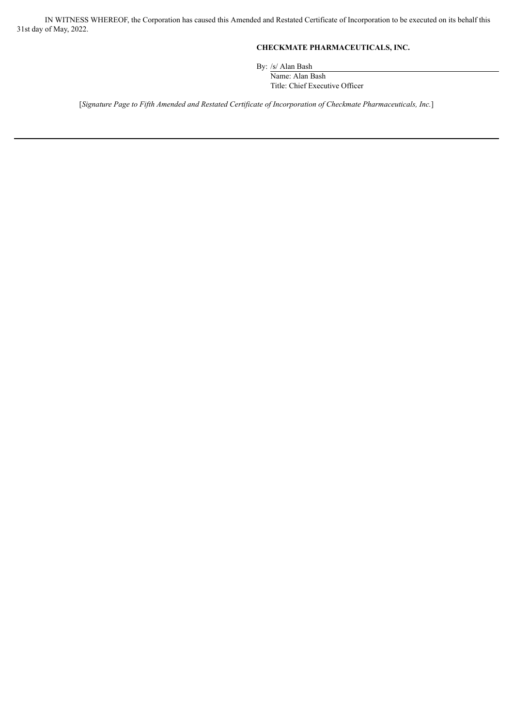IN WITNESS WHEREOF, the Corporation has caused this Amended and Restated Certificate of Incorporation to be executed on its behalf this 31st day of May, 2022.

**CHECKMATE PHARMACEUTICALS, INC.**

By: /s/ Alan Bash
Name: Alan Bash
Title: Chief Executive Officer

[*Signature Page to Fifth Amended and Restated Certificate of Incorporation of Checkmate Pharmaceuticals, Inc.*]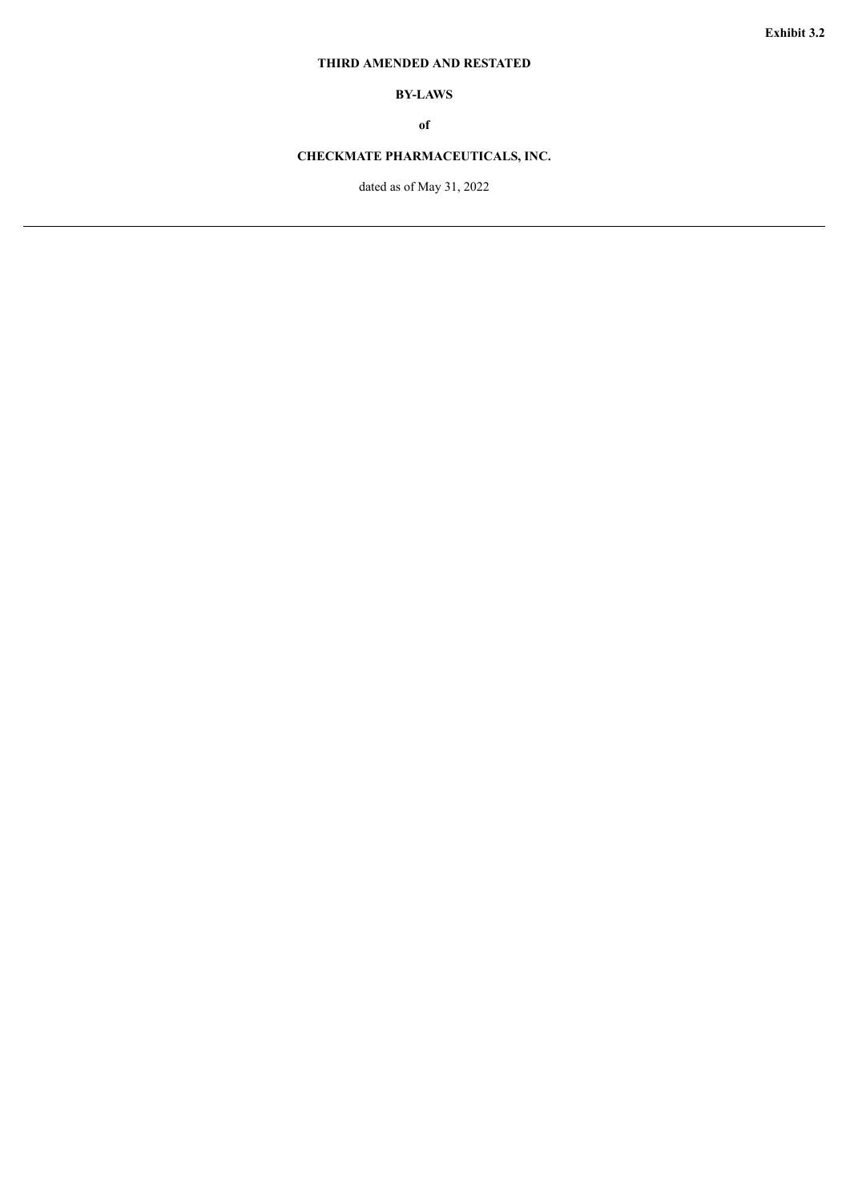**Exhibit 3.2**

**THIRD AMENDED AND RESTATED**

**BY-LAWS**

**of**

**CHECKMATE PHARMACEUTICALS, INC.**

dated as of May 31, 2022

---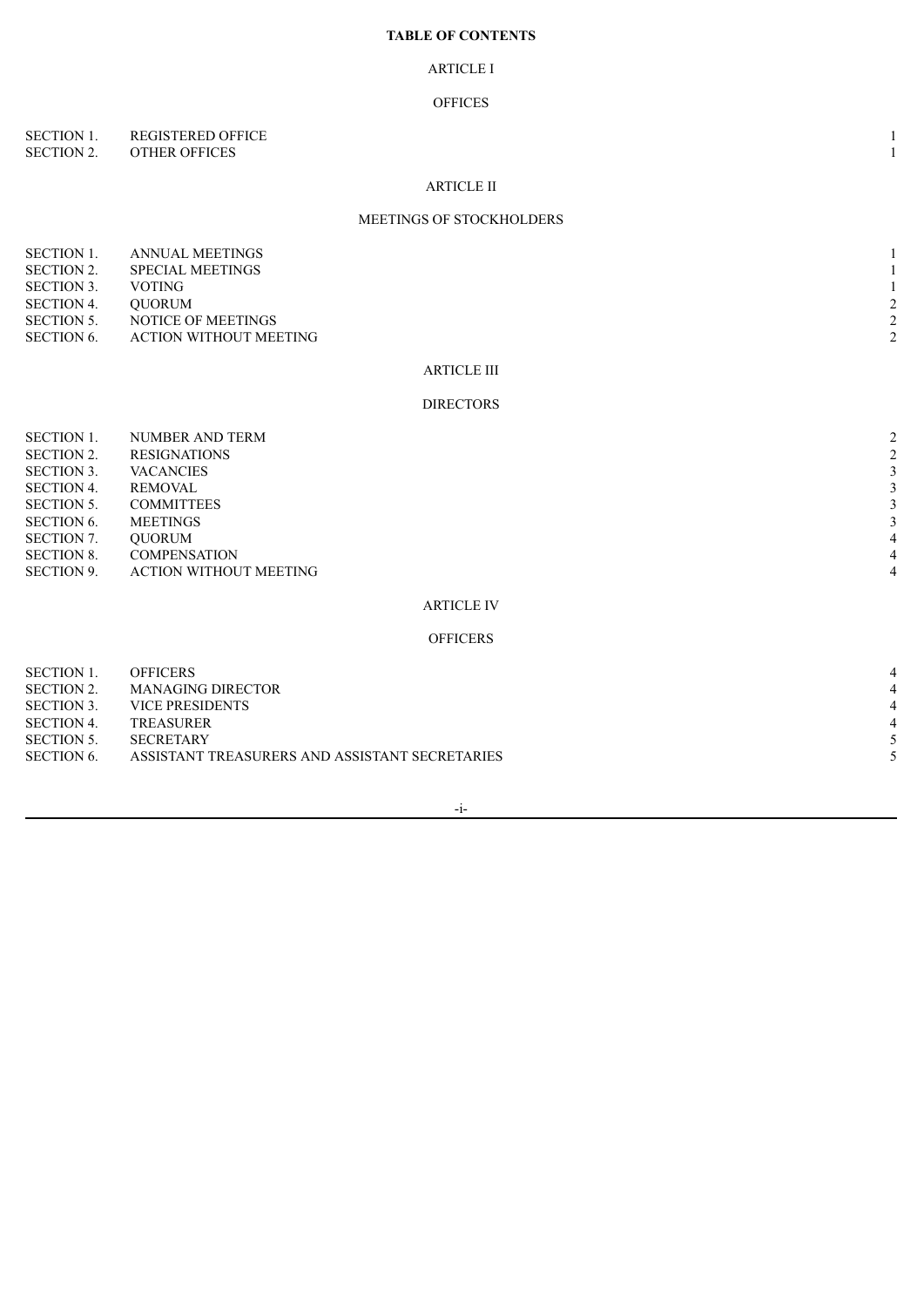**TABLE OF CONTENTS**

ARTICLE I

OFFICES

| | | |
|---|---|---|
| SECTION 1. | REGISTERED OFFICE | 1 |
| SECTION 2. | OTHER OFFICES | 1 |

ARTICLE II

MEETINGS OF STOCKHOLDERS

| | | |
|---|---|---|
| SECTION 1. | ANNUAL MEETINGS | 1 |
| SECTION 2. | SPECIAL MEETINGS | 1 |
| SECTION 3. | VOTING | 1 |
| SECTION 4. | QUORUM | 2 |
| SECTION 5. | NOTICE OF MEETINGS | 2 |
| SECTION 6. | ACTION WITHOUT MEETING | 2 |

ARTICLE III

DIRECTORS

| | | |
|---|---|---|
| SECTION 1. | NUMBER AND TERM | 2 |
| SECTION 2. | RESIGNATIONS | 2 |
| SECTION 3. | VACANCIES | 3 |
| SECTION 4. | REMOVAL | 3 |
| SECTION 5. | COMMITTEES | 3 |
| SECTION 6. | MEETINGS | 3 |
| SECTION 7. | QUORUM | 4 |
| SECTION 8. | COMPENSATION | 4 |
| SECTION 9. | ACTION WITHOUT MEETING | 4 |

ARTICLE IV

OFFICERS

| | | |
|---|---|---|
| SECTION 1. | OFFICERS | 4 |
| SECTION 2. | MANAGING DIRECTOR | 4 |
| SECTION 3. | VICE PRESIDENTS | 4 |
| SECTION 4. | TREASURER | 4 |
| SECTION 5. | SECRETARY | 5 |
| SECTION 6. | ASSISTANT TREASURERS AND ASSISTANT SECRETARIES | 5 |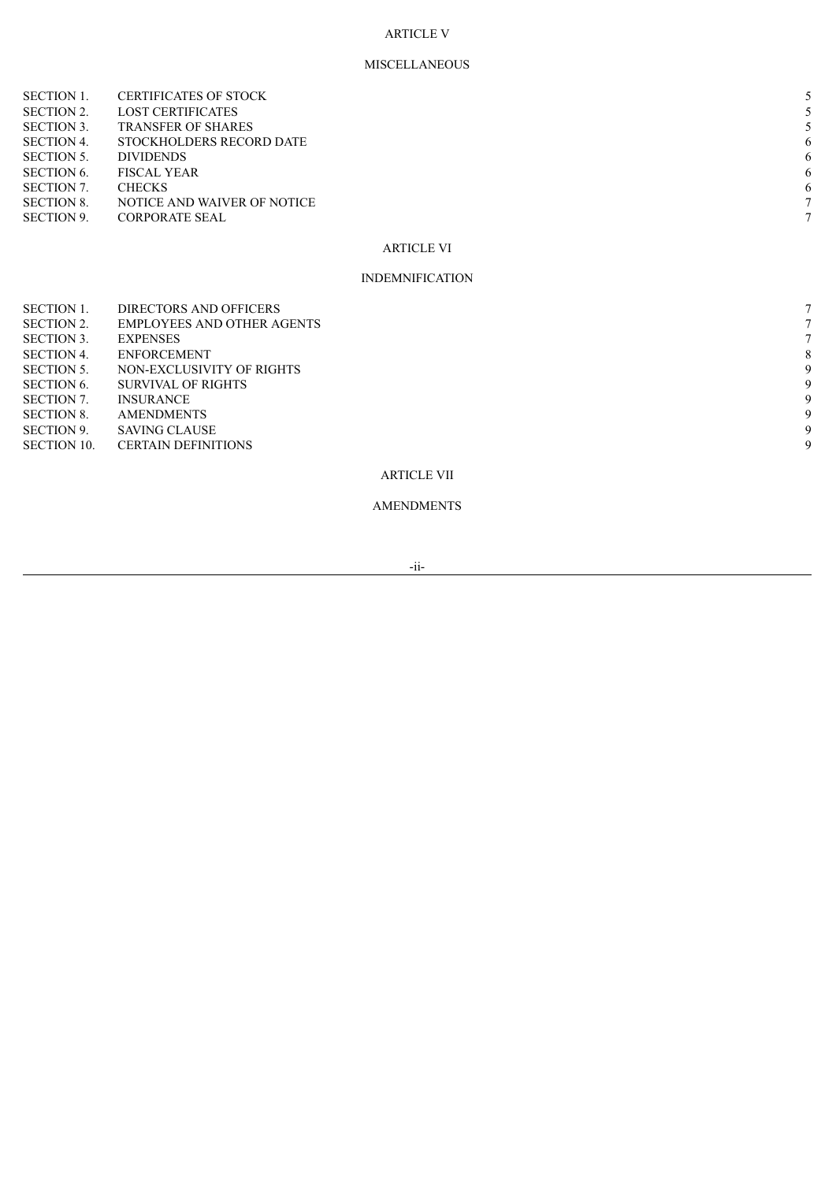ARTICLE V

MISCELLANEOUS

| | | |
|---|---|---|
| SECTION 1. | CERTIFICATES OF STOCK | 5 |
| SECTION 2. | LOST CERTIFICATES | 5 |
| SECTION 3. | TRANSFER OF SHARES | 5 |
| SECTION 4. | STOCKHOLDERS RECORD DATE | 6 |
| SECTION 5. | DIVIDENDS | 6 |
| SECTION 6. | FISCAL YEAR | 6 |
| SECTION 7. | CHECKS | 6 |
| SECTION 8. | NOTICE AND WAIVER OF NOTICE | 7 |
| SECTION 9. | CORPORATE SEAL | 7 |

ARTICLE VI

INDEMNIFICATION

| | | |
|---|---|---|
| SECTION 1. | DIRECTORS AND OFFICERS | 7 |
| SECTION 2. | EMPLOYEES AND OTHER AGENTS | 7 |
| SECTION 3. | EXPENSES | 7 |
| SECTION 4. | ENFORCEMENT | 8 |
| SECTION 5. | NON-EXCLUSIVITY OF RIGHTS | 9 |
| SECTION 6. | SURVIVAL OF RIGHTS | 9 |
| SECTION 7. | INSURANCE | 9 |
| SECTION 8. | AMENDMENTS | 9 |
| SECTION 9. | SAVING CLAUSE | 9 |
| SECTION 10. | CERTAIN DEFINITIONS | 9 |

ARTICLE VII

AMENDMENTS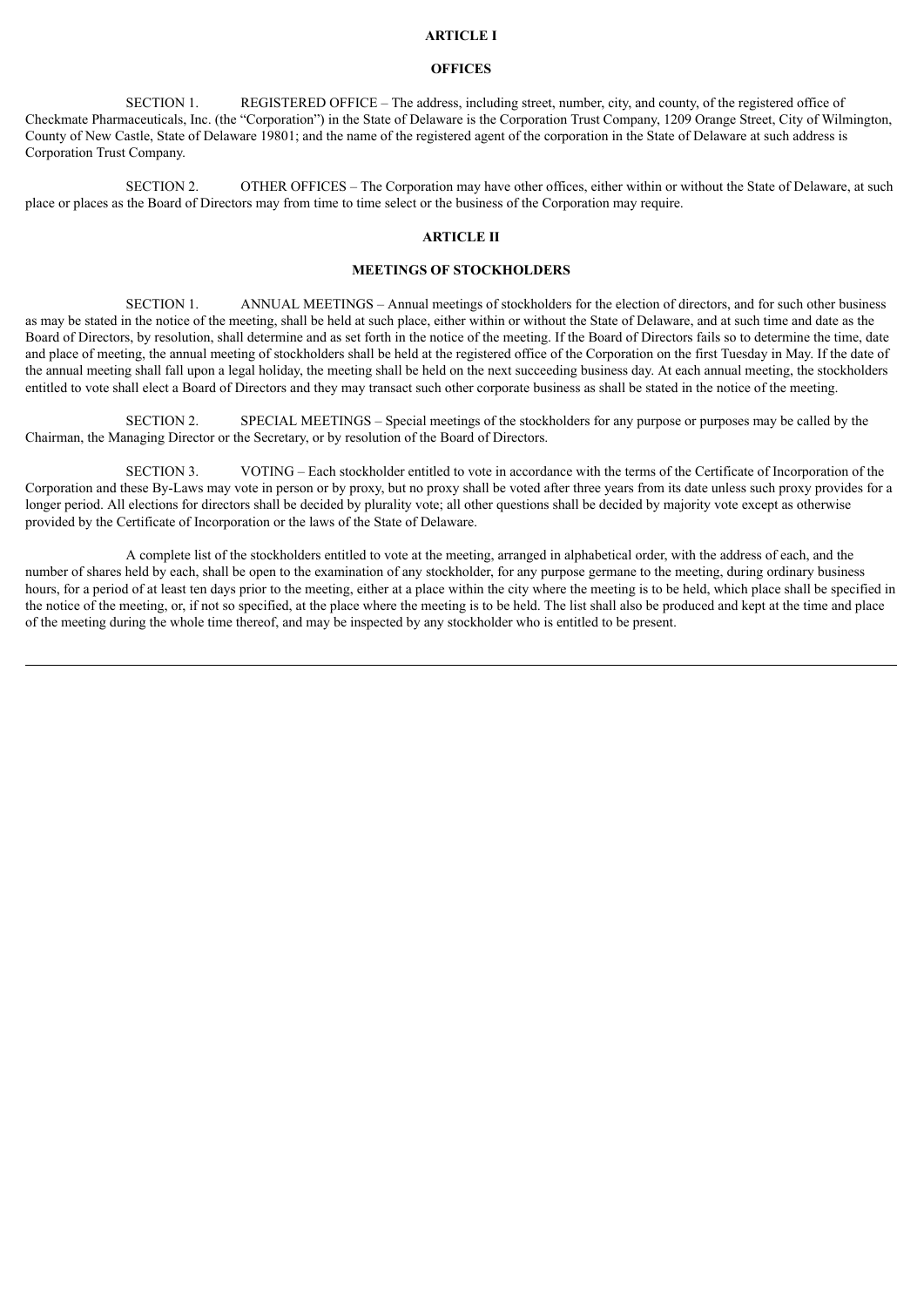**ARTICLE I**

**OFFICES**

SECTION 1. REGISTERED OFFICE – The address, including street, number, city, and county, of the registered office of Checkmate Pharmaceuticals, Inc. (the "Corporation") in the State of Delaware is the Corporation Trust Company, 1209 Orange Street, City of Wilmington, County of New Castle, State of Delaware 19801; and the name of the registered agent of the corporation in the State of Delaware at such address is Corporation Trust Company.

SECTION 2. OTHER OFFICES – The Corporation may have other offices, either within or without the State of Delaware, at such place or places as the Board of Directors may from time to time select or the business of the Corporation may require.

**ARTICLE II**

**MEETINGS OF STOCKHOLDERS**

SECTION 1. ANNUAL MEETINGS – Annual meetings of stockholders for the election of directors, and for such other business as may be stated in the notice of the meeting, shall be held at such place, either within or without the State of Delaware, and at such time and date as the Board of Directors, by resolution, shall determine and as set forth in the notice of the meeting. If the Board of Directors fails so to determine the time, date and place of meeting, the annual meeting of stockholders shall be held at the registered office of the Corporation on the first Tuesday in May. If the date of the annual meeting shall fall upon a legal holiday, the meeting shall be held on the next succeeding business day. At each annual meeting, the stockholders entitled to vote shall elect a Board of Directors and they may transact such other corporate business as shall be stated in the notice of the meeting.

SECTION 2. SPECIAL MEETINGS – Special meetings of the stockholders for any purpose or purposes may be called by the Chairman, the Managing Director or the Secretary, or by resolution of the Board of Directors.

SECTION 3. VOTING – Each stockholder entitled to vote in accordance with the terms of the Certificate of Incorporation of the Corporation and these By-Laws may vote in person or by proxy, but no proxy shall be voted after three years from its date unless such proxy provides for a longer period. All elections for directors shall be decided by plurality vote; all other questions shall be decided by majority vote except as otherwise provided by the Certificate of Incorporation or the laws of the State of Delaware.

A complete list of the stockholders entitled to vote at the meeting, arranged in alphabetical order, with the address of each, and the number of shares held by each, shall be open to the examination of any stockholder, for any purpose germane to the meeting, during ordinary business hours, for a period of at least ten days prior to the meeting, either at a place within the city where the meeting is to be held, which place shall be specified in the notice of the meeting, or, if not so specified, at the place where the meeting is to be held. The list shall also be produced and kept at the time and place of the meeting during the whole time thereof, and may be inspected by any stockholder who is entitled to be present.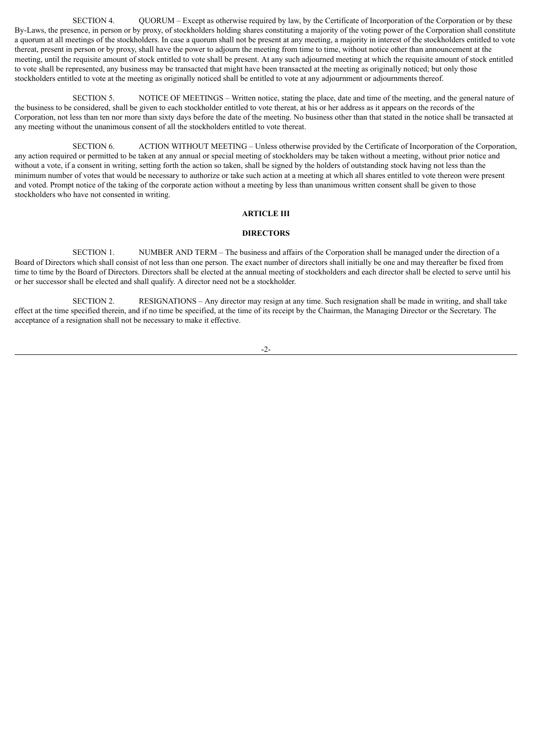SECTION 4. QUORUM – Except as otherwise required by law, by the Certificate of Incorporation of the Corporation or by these By-Laws, the presence, in person or by proxy, of stockholders holding shares constituting a majority of the voting power of the Corporation shall constitute a quorum at all meetings of the stockholders. In case a quorum shall not be present at any meeting, a majority in interest of the stockholders entitled to vote thereat, present in person or by proxy, shall have the power to adjourn the meeting from time to time, without notice other than announcement at the meeting, until the requisite amount of stock entitled to vote shall be present. At any such adjourned meeting at which the requisite amount of stock entitled to vote shall be represented, any business may be transacted that might have been transacted at the meeting as originally noticed; but only those stockholders entitled to vote at the meeting as originally noticed shall be entitled to vote at any adjournment or adjournments thereof.

SECTION 5. NOTICE OF MEETINGS – Written notice, stating the place, date and time of the meeting, and the general nature of the business to be considered, shall be given to each stockholder entitled to vote thereat, at his or her address as it appears on the records of the Corporation, not less than ten nor more than sixty days before the date of the meeting. No business other than that stated in the notice shall be transacted at any meeting without the unanimous consent of all the stockholders entitled to vote thereat.

SECTION 6. ACTION WITHOUT MEETING – Unless otherwise provided by the Certificate of Incorporation of the Corporation, any action required or permitted to be taken at any annual or special meeting of stockholders may be taken without a meeting, without prior notice and without a vote, if a consent in writing, setting forth the action so taken, shall be signed by the holders of outstanding stock having not less than the minimum number of votes that would be necessary to authorize or take such action at a meeting at which all shares entitled to vote thereon were present and voted. Prompt notice of the taking of the corporate action without a meeting by less than unanimous written consent shall be given to those stockholders who have not consented in writing.

## ARTICLE III

## DIRECTORS

SECTION 1. NUMBER AND TERM – The business and affairs of the Corporation shall be managed under the direction of a Board of Directors which shall consist of not less than one person. The exact number of directors shall initially be one and may thereafter be fixed from time to time by the Board of Directors. Directors shall be elected at the annual meeting of stockholders and each director shall be elected to serve until his or her successor shall be elected and shall qualify. A director need not be a stockholder.

SECTION 2. RESIGNATIONS – Any director may resign at any time. Such resignation shall be made in writing, and shall take effect at the time specified therein, and if no time be specified, at the time of its receipt by the Chairman, the Managing Director or the Secretary. The acceptance of a resignation shall not be necessary to make it effective.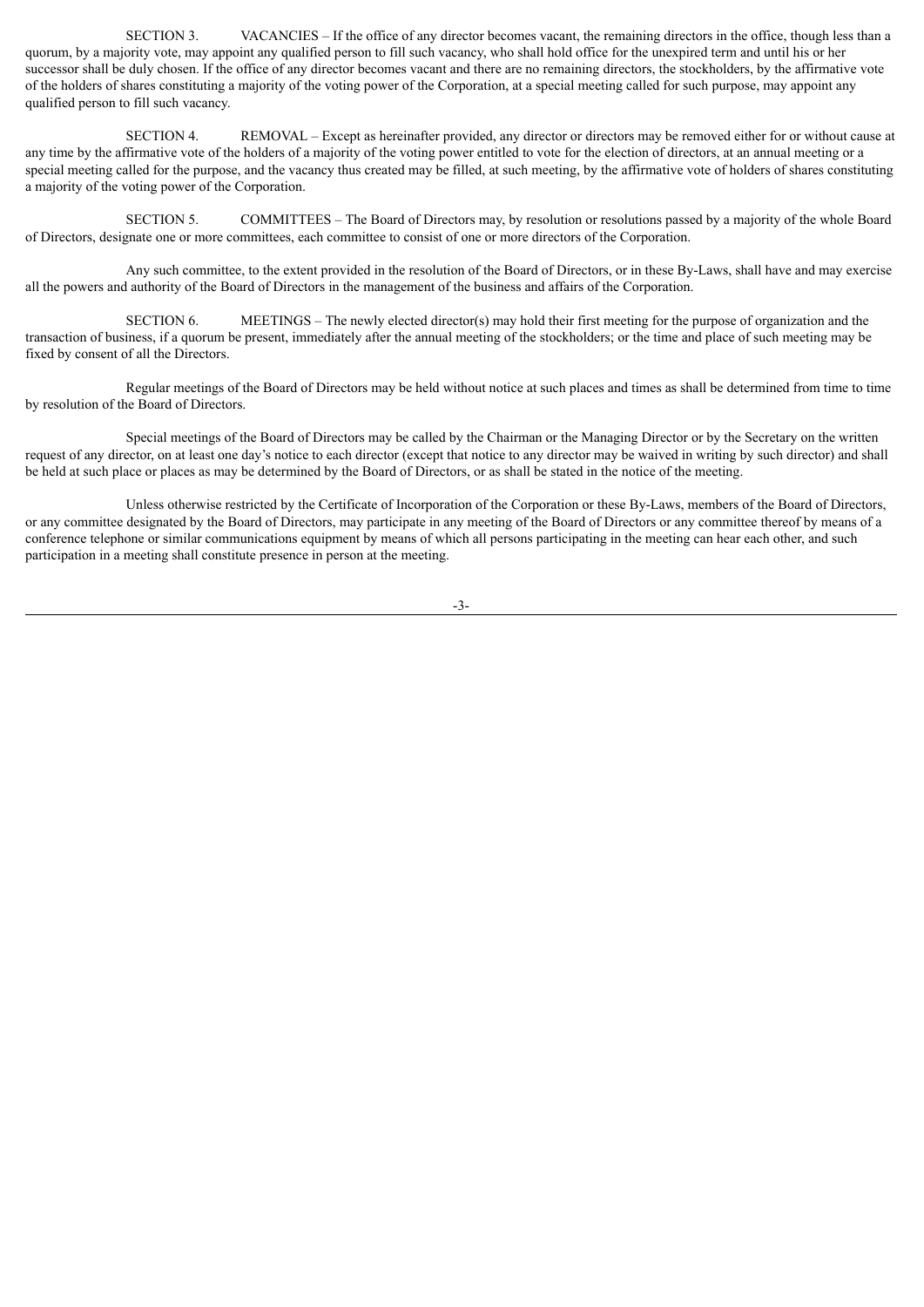SECTION 3. VACANCIES – If the office of any director becomes vacant, the remaining directors in the office, though less than a quorum, by a majority vote, may appoint any qualified person to fill such vacancy, who shall hold office for the unexpired term and until his or her successor shall be duly chosen. If the office of any director becomes vacant and there are no remaining directors, the stockholders, by the affirmative vote of the holders of shares constituting a majority of the voting power of the Corporation, at a special meeting called for such purpose, may appoint any qualified person to fill such vacancy.

SECTION 4. REMOVAL – Except as hereinafter provided, any director or directors may be removed either for or without cause at any time by the affirmative vote of the holders of a majority of the voting power entitled to vote for the election of directors, at an annual meeting or a special meeting called for the purpose, and the vacancy thus created may be filled, at such meeting, by the affirmative vote of holders of shares constituting a majority of the voting power of the Corporation.

SECTION 5. COMMITTEES – The Board of Directors may, by resolution or resolutions passed by a majority of the whole Board of Directors, designate one or more committees, each committee to consist of one or more directors of the Corporation.

Any such committee, to the extent provided in the resolution of the Board of Directors, or in these By-Laws, shall have and may exercise all the powers and authority of the Board of Directors in the management of the business and affairs of the Corporation.

SECTION 6. MEETINGS – The newly elected director(s) may hold their first meeting for the purpose of organization and the transaction of business, if a quorum be present, immediately after the annual meeting of the stockholders; or the time and place of such meeting may be fixed by consent of all the Directors.

Regular meetings of the Board of Directors may be held without notice at such places and times as shall be determined from time to time by resolution of the Board of Directors.

Special meetings of the Board of Directors may be called by the Chairman or the Managing Director or by the Secretary on the written request of any director, on at least one day's notice to each director (except that notice to any director may be waived in writing by such director) and shall be held at such place or places as may be determined by the Board of Directors, or as shall be stated in the notice of the meeting.

Unless otherwise restricted by the Certificate of Incorporation of the Corporation or these By-Laws, members of the Board of Directors, or any committee designated by the Board of Directors, may participate in any meeting of the Board of Directors or any committee thereof by means of a conference telephone or similar communications equipment by means of which all persons participating in the meeting can hear each other, and such participation in a meeting shall constitute presence in person at the meeting.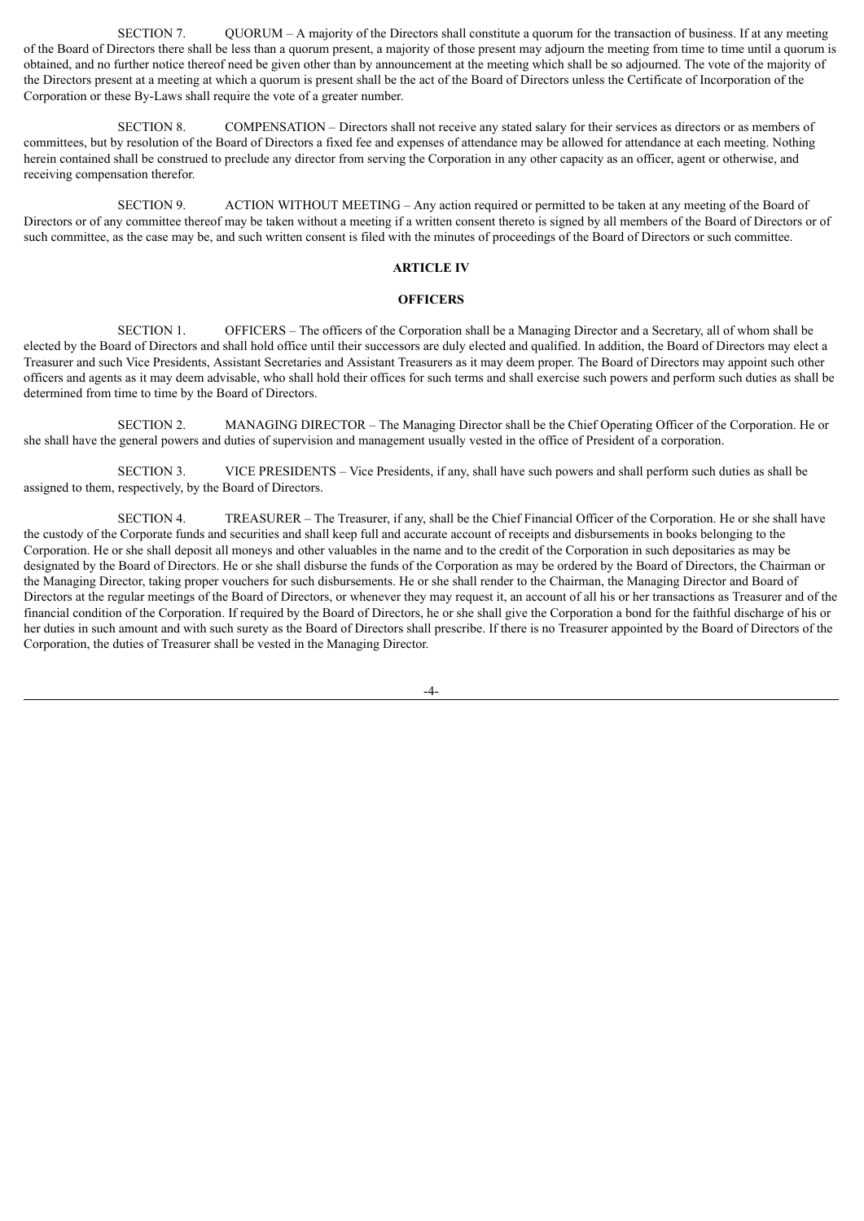SECTION 7. QUORUM – A majority of the Directors shall constitute a quorum for the transaction of business. If at any meeting of the Board of Directors there shall be less than a quorum present, a majority of those present may adjourn the meeting from time to time until a quorum is obtained, and no further notice thereof need be given other than by announcement at the meeting which shall be so adjourned. The vote of the majority of the Directors present at a meeting at which a quorum is present shall be the act of the Board of Directors unless the Certificate of Incorporation of the Corporation or these By-Laws shall require the vote of a greater number.

SECTION 8. COMPENSATION – Directors shall not receive any stated salary for their services as directors or as members of committees, but by resolution of the Board of Directors a fixed fee and expenses of attendance may be allowed for attendance at each meeting. Nothing herein contained shall be construed to preclude any director from serving the Corporation in any other capacity as an officer, agent or otherwise, and receiving compensation therefor.

SECTION 9. ACTION WITHOUT MEETING – Any action required or permitted to be taken at any meeting of the Board of Directors or of any committee thereof may be taken without a meeting if a written consent thereto is signed by all members of the Board of Directors or of such committee, as the case may be, and such written consent is filed with the minutes of proceedings of the Board of Directors or such committee.

## ARTICLE IV

## OFFICERS

SECTION 1. OFFICERS – The officers of the Corporation shall be a Managing Director and a Secretary, all of whom shall be elected by the Board of Directors and shall hold office until their successors are duly elected and qualified. In addition, the Board of Directors may elect a Treasurer and such Vice Presidents, Assistant Secretaries and Assistant Treasurers as it may deem proper. The Board of Directors may appoint such other officers and agents as it may deem advisable, who shall hold their offices for such terms and shall exercise such powers and perform such duties as shall be determined from time to time by the Board of Directors.

SECTION 2. MANAGING DIRECTOR – The Managing Director shall be the Chief Operating Officer of the Corporation. He or she shall have the general powers and duties of supervision and management usually vested in the office of President of a corporation.

SECTION 3. VICE PRESIDENTS – Vice Presidents, if any, shall have such powers and shall perform such duties as shall be assigned to them, respectively, by the Board of Directors.

SECTION 4. TREASURER – The Treasurer, if any, shall be the Chief Financial Officer of the Corporation. He or she shall have the custody of the Corporate funds and securities and shall keep full and accurate account of receipts and disbursements in books belonging to the Corporation. He or she shall deposit all moneys and other valuables in the name and to the credit of the Corporation in such depositaries as may be designated by the Board of Directors. He or she shall disburse the funds of the Corporation as may be ordered by the Board of Directors, the Chairman or the Managing Director, taking proper vouchers for such disbursements. He or she shall render to the Chairman, the Managing Director and Board of Directors at the regular meetings of the Board of Directors, or whenever they may request it, an account of all his or her transactions as Treasurer and of the financial condition of the Corporation. If required by the Board of Directors, he or she shall give the Corporation a bond for the faithful discharge of his or her duties in such amount and with such surety as the Board of Directors shall prescribe. If there is no Treasurer appointed by the Board of Directors of the Corporation, the duties of Treasurer shall be vested in the Managing Director.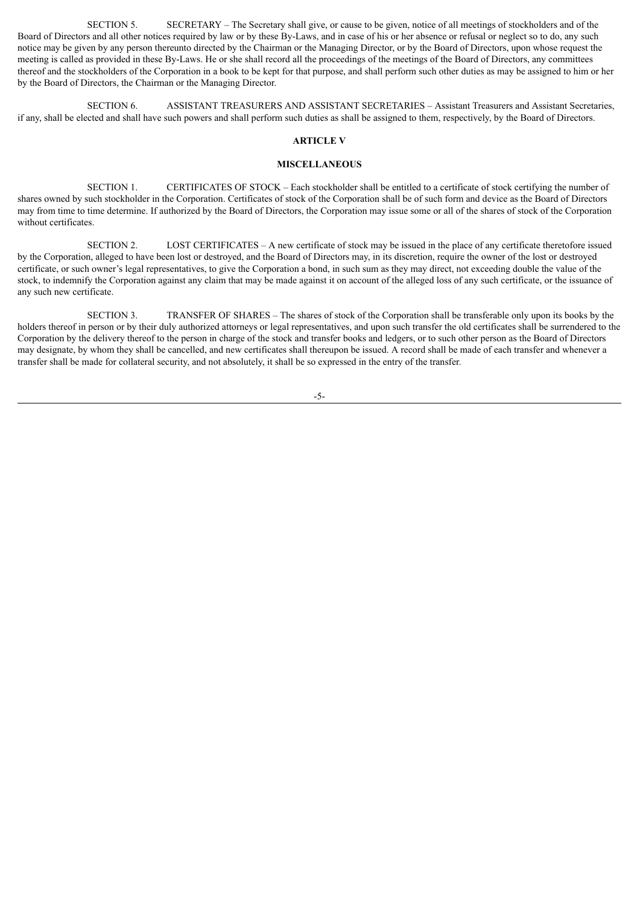SECTION 5. SECRETARY – The Secretary shall give, or cause to be given, notice of all meetings of stockholders and of the Board of Directors and all other notices required by law or by these By-Laws, and in case of his or her absence or refusal or neglect so to do, any such notice may be given by any person thereunto directed by the Chairman or the Managing Director, or by the Board of Directors, upon whose request the meeting is called as provided in these By-Laws. He or she shall record all the proceedings of the meetings of the Board of Directors, any committees thereof and the stockholders of the Corporation in a book to be kept for that purpose, and shall perform such other duties as may be assigned to him or her by the Board of Directors, the Chairman or the Managing Director.

SECTION 6. ASSISTANT TREASURERS AND ASSISTANT SECRETARIES – Assistant Treasurers and Assistant Secretaries, if any, shall be elected and shall have such powers and shall perform such duties as shall be assigned to them, respectively, by the Board of Directors.

## ARTICLE V

## MISCELLANEOUS

SECTION 1. CERTIFICATES OF STOCK – Each stockholder shall be entitled to a certificate of stock certifying the number of shares owned by such stockholder in the Corporation. Certificates of stock of the Corporation shall be of such form and device as the Board of Directors may from time to time determine. If authorized by the Board of Directors, the Corporation may issue some or all of the shares of stock of the Corporation without certificates.

SECTION 2. LOST CERTIFICATES – A new certificate of stock may be issued in the place of any certificate theretofore issued by the Corporation, alleged to have been lost or destroyed, and the Board of Directors may, in its discretion, require the owner of the lost or destroyed certificate, or such owner's legal representatives, to give the Corporation a bond, in such sum as they may direct, not exceeding double the value of the stock, to indemnify the Corporation against any claim that may be made against it on account of the alleged loss of any such certificate, or the issuance of any such new certificate.

SECTION 3. TRANSFER OF SHARES – The shares of stock of the Corporation shall be transferable only upon its books by the holders thereof in person or by their duly authorized attorneys or legal representatives, and upon such transfer the old certificates shall be surrendered to the Corporation by the delivery thereof to the person in charge of the stock and transfer books and ledgers, or to such other person as the Board of Directors may designate, by whom they shall be cancelled, and new certificates shall thereupon be issued. A record shall be made of each transfer and whenever a transfer shall be made for collateral security, and not absolutely, it shall be so expressed in the entry of the transfer.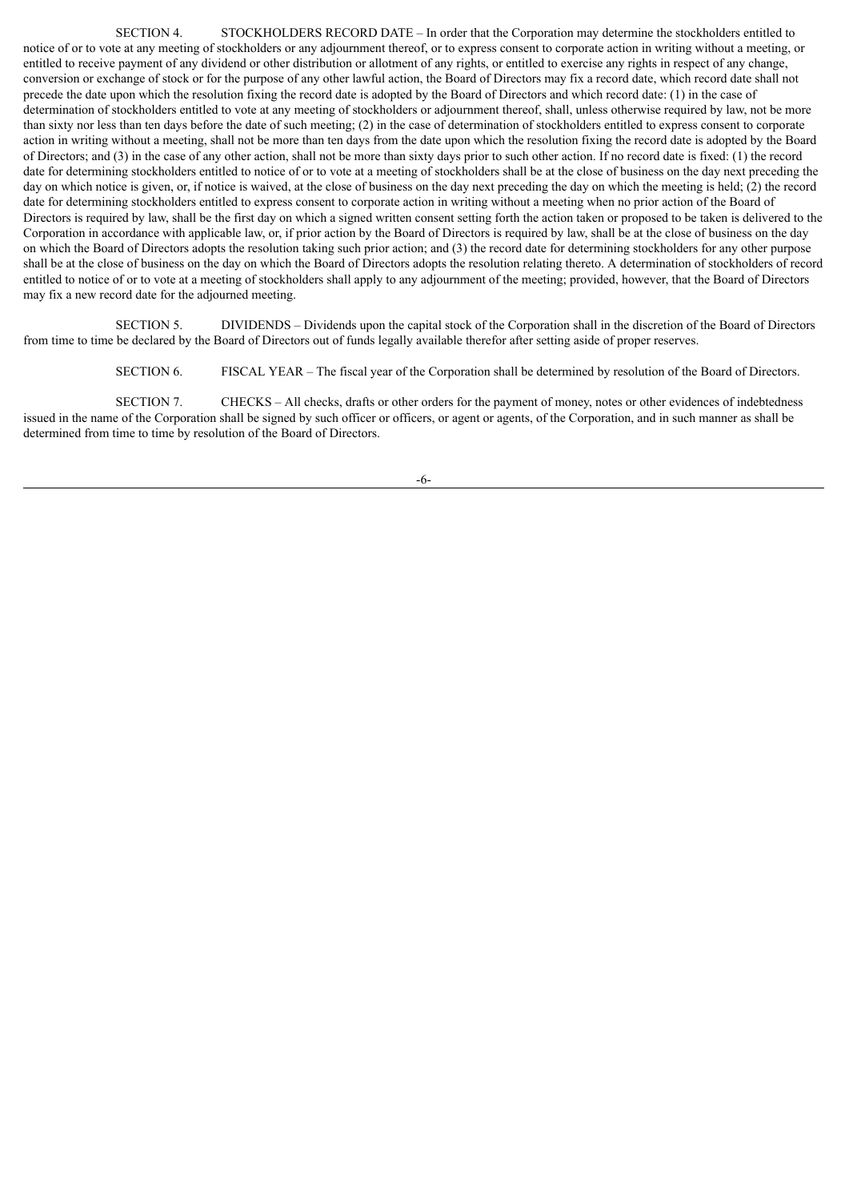SECTION 4. STOCKHOLDERS RECORD DATE – In order that the Corporation may determine the stockholders entitled to notice of or to vote at any meeting of stockholders or any adjournment thereof, or to express consent to corporate action in writing without a meeting, or entitled to receive payment of any dividend or other distribution or allotment of any rights, or entitled to exercise any rights in respect of any change, conversion or exchange of stock or for the purpose of any other lawful action, the Board of Directors may fix a record date, which record date shall not precede the date upon which the resolution fixing the record date is adopted by the Board of Directors and which record date: (1) in the case of determination of stockholders entitled to vote at any meeting of stockholders or adjournment thereof, shall, unless otherwise required by law, not be more than sixty nor less than ten days before the date of such meeting; (2) in the case of determination of stockholders entitled to express consent to corporate action in writing without a meeting, shall not be more than ten days from the date upon which the resolution fixing the record date is adopted by the Board of Directors; and (3) in the case of any other action, shall not be more than sixty days prior to such other action. If no record date is fixed: (1) the record date for determining stockholders entitled to notice of or to vote at a meeting of stockholders shall be at the close of business on the day next preceding the day on which notice is given, or, if notice is waived, at the close of business on the day next preceding the day on which the meeting is held; (2) the record date for determining stockholders entitled to express consent to corporate action in writing without a meeting when no prior action of the Board of Directors is required by law, shall be the first day on which a signed written consent setting forth the action taken or proposed to be taken is delivered to the Corporation in accordance with applicable law, or, if prior action by the Board of Directors is required by law, shall be at the close of business on the day on which the Board of Directors adopts the resolution taking such prior action; and (3) the record date for determining stockholders for any other purpose shall be at the close of business on the day on which the Board of Directors adopts the resolution relating thereto. A determination of stockholders of record entitled to notice of or to vote at a meeting of stockholders shall apply to any adjournment of the meeting; provided, however, that the Board of Directors may fix a new record date for the adjourned meeting.

SECTION 5. DIVIDENDS – Dividends upon the capital stock of the Corporation shall in the discretion of the Board of Directors from time to time be declared by the Board of Directors out of funds legally available therefor after setting aside of proper reserves.

SECTION 6. FISCAL YEAR – The fiscal year of the Corporation shall be determined by resolution of the Board of Directors.

SECTION 7. CHECKS – All checks, drafts or other orders for the payment of money, notes or other evidences of indebtedness issued in the name of the Corporation shall be signed by such officer or officers, or agent or agents, of the Corporation, and in such manner as shall be determined from time to time by resolution of the Board of Directors.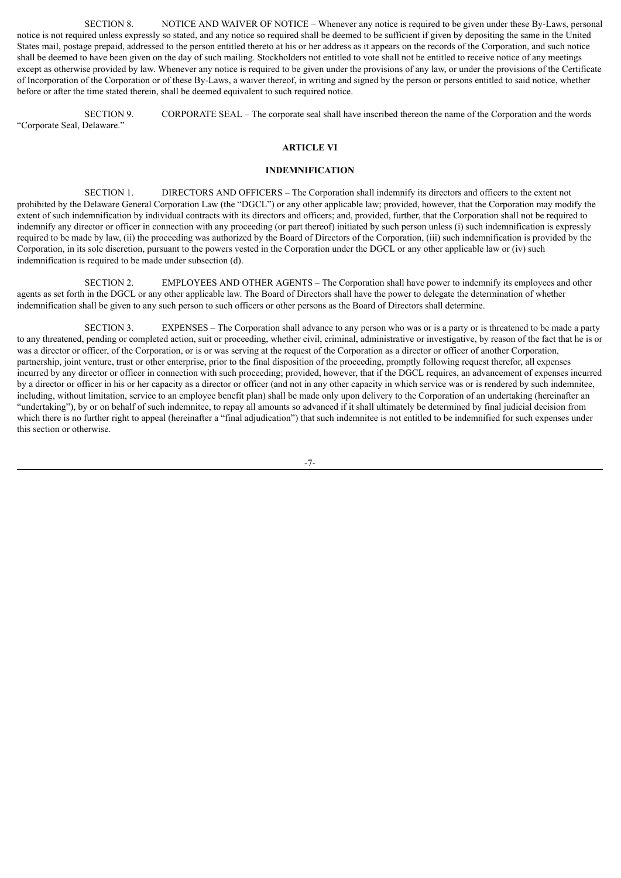SECTION 8. NOTICE AND WAIVER OF NOTICE – Whenever any notice is required to be given under these By-Laws, personal notice is not required unless expressly so stated, and any notice so required shall be deemed to be sufficient if given by depositing the same in the United States mail, postage prepaid, addressed to the person entitled thereto at his or her address as it appears on the records of the Corporation, and such notice shall be deemed to have been given on the day of such mailing. Stockholders not entitled to vote shall not be entitled to receive notice of any meetings except as otherwise provided by law. Whenever any notice is required to be given under the provisions of any law, or under the provisions of the Certificate of Incorporation of the Corporation or of these By-Laws, a waiver thereof, in writing and signed by the person or persons entitled to said notice, whether before or after the time stated therein, shall be deemed equivalent to such required notice.

SECTION 9. CORPORATE SEAL – The corporate seal shall have inscribed thereon the name of the Corporation and the words "Corporate Seal, Delaware."

## ARTICLE VI

## INDEMNIFICATION

SECTION 1. DIRECTORS AND OFFICERS – The Corporation shall indemnify its directors and officers to the extent not prohibited by the Delaware General Corporation Law (the "DGCL") or any other applicable law; provided, however, that the Corporation may modify the extent of such indemnification by individual contracts with its directors and officers; and, provided, further, that the Corporation shall not be required to indemnify any director or officer in connection with any proceeding (or part thereof) initiated by such person unless (i) such indemnification is expressly required to be made by law, (ii) the proceeding was authorized by the Board of Directors of the Corporation, (iii) such indemnification is provided by the Corporation, in its sole discretion, pursuant to the powers vested in the Corporation under the DGCL or any other applicable law or (iv) such indemnification is required to be made under subsection (d).

SECTION 2. EMPLOYEES AND OTHER AGENTS – The Corporation shall have power to indemnify its employees and other agents as set forth in the DGCL or any other applicable law. The Board of Directors shall have the power to delegate the determination of whether indemnification shall be given to any such person to such officers or other persons as the Board of Directors shall determine.

SECTION 3. EXPENSES – The Corporation shall advance to any person who was or is a party or is threatened to be made a party to any threatened, pending or completed action, suit or proceeding, whether civil, criminal, administrative or investigative, by reason of the fact that he is or was a director or officer, of the Corporation, or is or was serving at the request of the Corporation as a director or officer of another Corporation, partnership, joint venture, trust or other enterprise, prior to the final disposition of the proceeding, promptly following request therefor, all expenses incurred by any director or officer in connection with such proceeding; provided, however, that if the DGCL requires, an advancement of expenses incurred by a director or officer in his or her capacity as a director or officer (and not in any other capacity in which service was or is rendered by such indemnitee, including, without limitation, service to an employee benefit plan) shall be made only upon delivery to the Corporation of an undertaking (hereinafter an "undertaking"), by or on behalf of such indemnitee, to repay all amounts so advanced if it shall ultimately be determined by final judicial decision from which there is no further right to appeal (hereinafter a "final adjudication") that such indemnitee is not entitled to be indemnified for such expenses under this section or otherwise.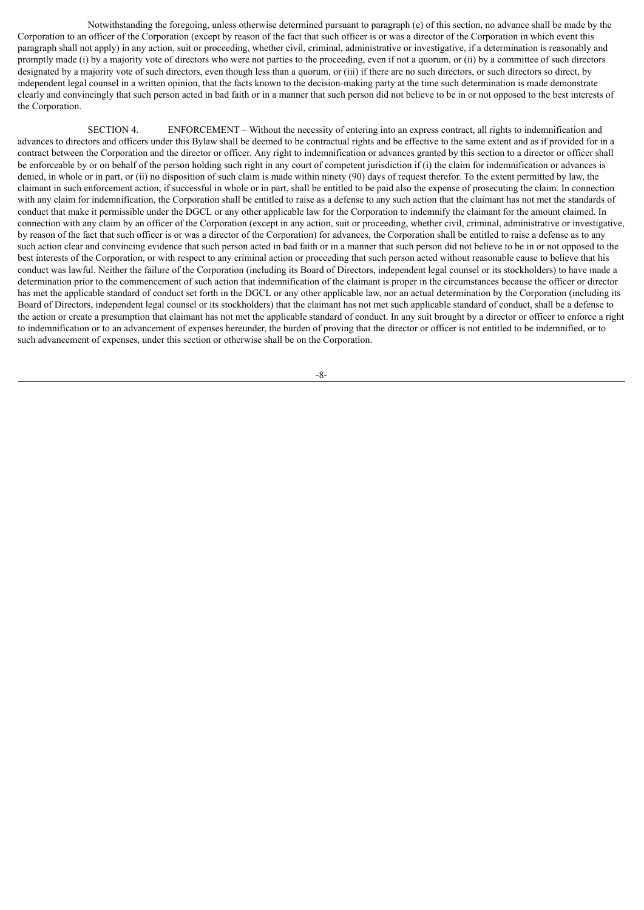Notwithstanding the foregoing, unless otherwise determined pursuant to paragraph (e) of this section, no advance shall be made by the Corporation to an officer of the Corporation (except by reason of the fact that such officer is or was a director of the Corporation in which event this paragraph shall not apply) in any action, suit or proceeding, whether civil, criminal, administrative or investigative, if a determination is reasonably and promptly made (i) by a majority vote of directors who were not parties to the proceeding, even if not a quorum, or (ii) by a committee of such directors designated by a majority vote of such directors, even though less than a quorum, or (iii) if there are no such directors, or such directors so direct, by independent legal counsel in a written opinion, that the facts known to the decision-making party at the time such determination is made demonstrate clearly and convincingly that such person acted in bad faith or in a manner that such person did not believe to be in or not opposed to the best interests of the Corporation.

SECTION 4. ENFORCEMENT – Without the necessity of entering into an express contract, all rights to indemnification and advances to directors and officers under this Bylaw shall be deemed to be contractual rights and be effective to the same extent and as if provided for in a contract between the Corporation and the director or officer. Any right to indemnification or advances granted by this section to a director or officer shall be enforceable by or on behalf of the person holding such right in any court of competent jurisdiction if (i) the claim for indemnification or advances is denied, in whole or in part, or (ii) no disposition of such claim is made within ninety (90) days of request therefor. To the extent permitted by law, the claimant in such enforcement action, if successful in whole or in part, shall be entitled to be paid also the expense of prosecuting the claim. In connection with any claim for indemnification, the Corporation shall be entitled to raise as a defense to any such action that the claimant has not met the standards of conduct that make it permissible under the DGCL or any other applicable law for the Corporation to indemnify the claimant for the amount claimed. In connection with any claim by an officer of the Corporation (except in any action, suit or proceeding, whether civil, criminal, administrative or investigative, by reason of the fact that such officer is or was a director of the Corporation) for advances, the Corporation shall be entitled to raise a defense as to any such action clear and convincing evidence that such person acted in bad faith or in a manner that such person did not believe to be in or not opposed to the best interests of the Corporation, or with respect to any criminal action or proceeding that such person acted without reasonable cause to believe that his conduct was lawful. Neither the failure of the Corporation (including its Board of Directors, independent legal counsel or its stockholders) to have made a determination prior to the commencement of such action that indemnification of the claimant is proper in the circumstances because the officer or director has met the applicable standard of conduct set forth in the DGCL or any other applicable law, nor an actual determination by the Corporation (including its Board of Directors, independent legal counsel or its stockholders) that the claimant has not met such applicable standard of conduct, shall be a defense to the action or create a presumption that claimant has not met the applicable standard of conduct. In any suit brought by a director or officer to enforce a right to indemnification or to an advancement of expenses hereunder, the burden of proving that the director or officer is not entitled to be indemnified, or to such advancement of expenses, under this section or otherwise shall be on the Corporation.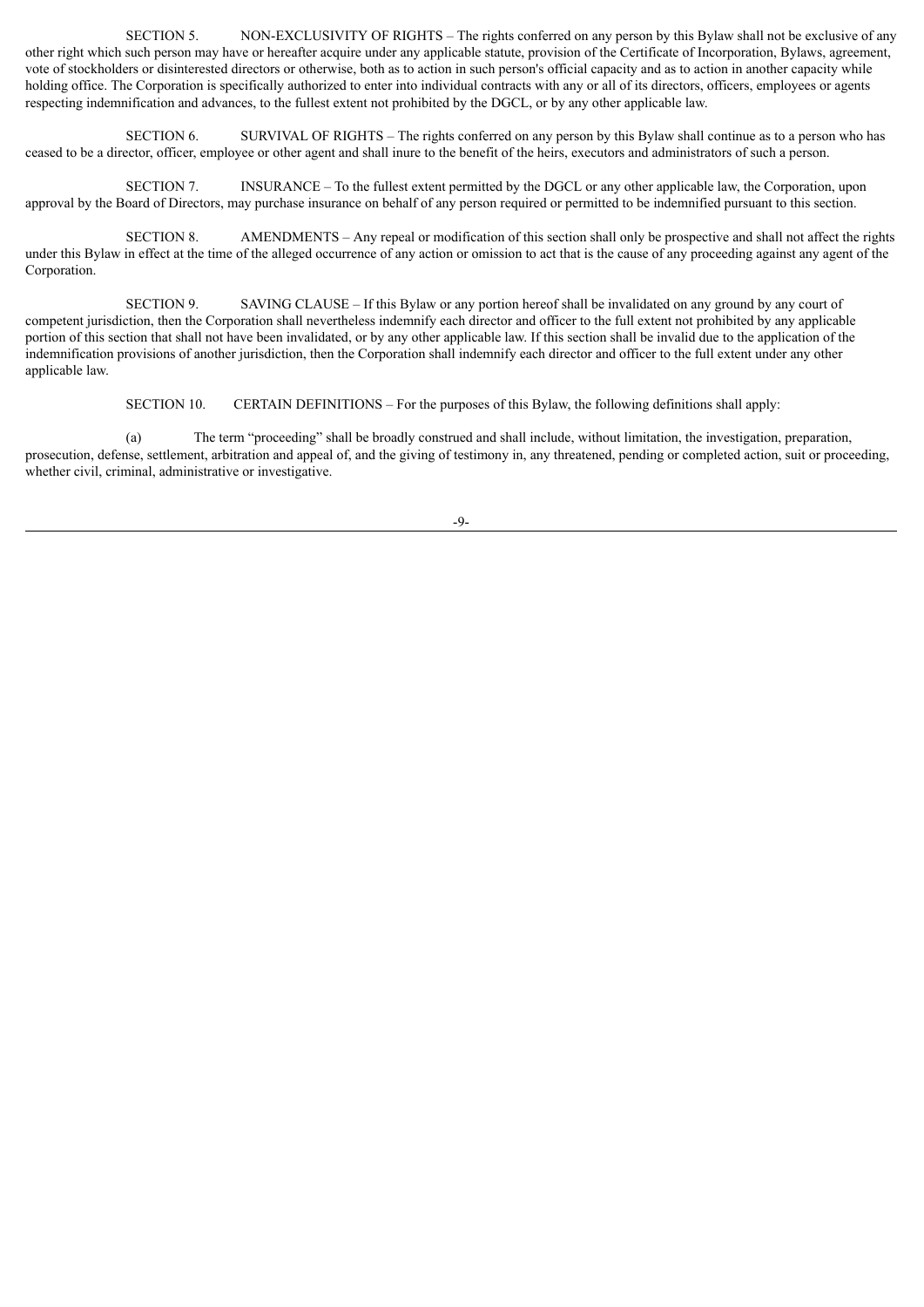SECTION 5. NON-EXCLUSIVITY OF RIGHTS – The rights conferred on any person by this Bylaw shall not be exclusive of any other right which such person may have or hereafter acquire under any applicable statute, provision of the Certificate of Incorporation, Bylaws, agreement, vote of stockholders or disinterested directors or otherwise, both as to action in such person's official capacity and as to action in another capacity while holding office. The Corporation is specifically authorized to enter into individual contracts with any or all of its directors, officers, employees or agents respecting indemnification and advances, to the fullest extent not prohibited by the DGCL, or by any other applicable law.

SECTION 6. SURVIVAL OF RIGHTS – The rights conferred on any person by this Bylaw shall continue as to a person who has ceased to be a director, officer, employee or other agent and shall inure to the benefit of the heirs, executors and administrators of such a person.

SECTION 7. INSURANCE – To the fullest extent permitted by the DGCL or any other applicable law, the Corporation, upon approval by the Board of Directors, may purchase insurance on behalf of any person required or permitted to be indemnified pursuant to this section.

SECTION 8. AMENDMENTS – Any repeal or modification of this section shall only be prospective and shall not affect the rights under this Bylaw in effect at the time of the alleged occurrence of any action or omission to act that is the cause of any proceeding against any agent of the Corporation.

SECTION 9. SAVING CLAUSE – If this Bylaw or any portion hereof shall be invalidated on any ground by any court of competent jurisdiction, then the Corporation shall nevertheless indemnify each director and officer to the full extent not prohibited by any applicable portion of this section that shall not have been invalidated, or by any other applicable law. If this section shall be invalid due to the application of the indemnification provisions of another jurisdiction, then the Corporation shall indemnify each director and officer to the full extent under any other applicable law.

SECTION 10. CERTAIN DEFINITIONS – For the purposes of this Bylaw, the following definitions shall apply:

(a) The term "proceeding" shall be broadly construed and shall include, without limitation, the investigation, preparation, prosecution, defense, settlement, arbitration and appeal of, and the giving of testimony in, any threatened, pending or completed action, suit or proceeding, whether civil, criminal, administrative or investigative.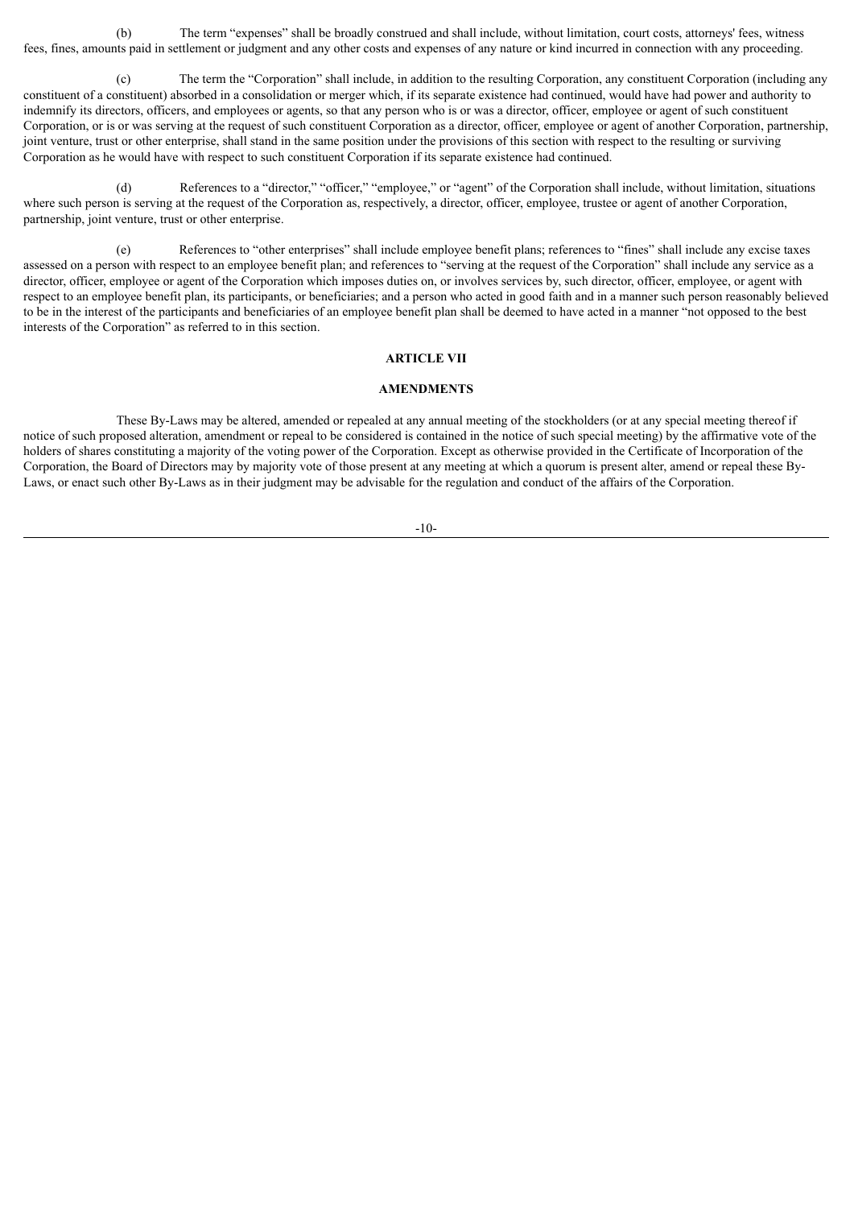(b) The term “expenses” shall be broadly construed and shall include, without limitation, court costs, attorneys' fees, witness fees, fines, amounts paid in settlement or judgment and any other costs and expenses of any nature or kind incurred in connection with any proceeding.

(c) The term the “Corporation” shall include, in addition to the resulting Corporation, any constituent Corporation (including any constituent of a constituent) absorbed in a consolidation or merger which, if its separate existence had continued, would have had power and authority to indemnify its directors, officers, and employees or agents, so that any person who is or was a director, officer, employee or agent of such constituent Corporation, or is or was serving at the request of such constituent Corporation as a director, officer, employee or agent of another Corporation, partnership, joint venture, trust or other enterprise, shall stand in the same position under the provisions of this section with respect to the resulting or surviving Corporation as he would have with respect to such constituent Corporation if its separate existence had continued.

(d) References to a “director,” “officer,” “employee,” or “agent” of the Corporation shall include, without limitation, situations where such person is serving at the request of the Corporation as, respectively, a director, officer, employee, trustee or agent of another Corporation, partnership, joint venture, trust or other enterprise.

(e) References to “other enterprises” shall include employee benefit plans; references to “fines” shall include any excise taxes assessed on a person with respect to an employee benefit plan; and references to “serving at the request of the Corporation” shall include any service as a director, officer, employee or agent of the Corporation which imposes duties on, or involves services by, such director, officer, employee, or agent with respect to an employee benefit plan, its participants, or beneficiaries; and a person who acted in good faith and in a manner such person reasonably believed to be in the interest of the participants and beneficiaries of an employee benefit plan shall be deemed to have acted in a manner “not opposed to the best interests of the Corporation” as referred to in this section.

## ARTICLE VII

## AMENDMENTS

These By-Laws may be altered, amended or repealed at any annual meeting of the stockholders (or at any special meeting thereof if notice of such proposed alteration, amendment or repeal to be considered is contained in the notice of such special meeting) by the affirmative vote of the holders of shares constituting a majority of the voting power of the Corporation. Except as otherwise provided in the Certificate of Incorporation of the Corporation, the Board of Directors may by majority vote of those present at any meeting at which a quorum is present alter, amend or repeal these By-Laws, or enact such other By-Laws as in their judgment may be advisable for the regulation and conduct of the affairs of the Corporation.